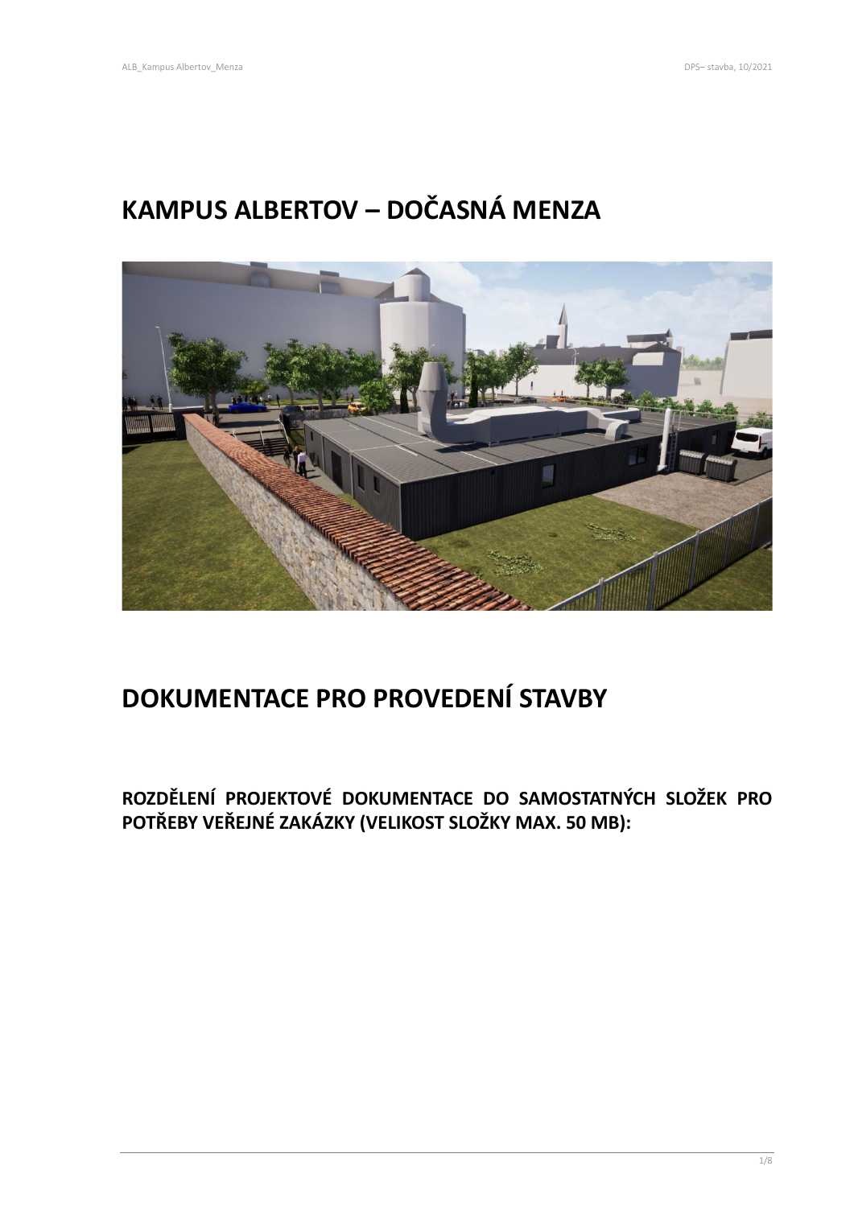# KAMPUS ALBERTOV – DOČASNÁ MENZA

# DOKUMENTACE PRO PROVEDENÍ STAVBY

**ROZDĚLENÍ PROJEKTOVÉ DOKUMENTACE DO SAMOSTATNÝCH SLOŽEK PRO POTŘEBY VEŘEJNÉ ZAKÁZKY (VELIKOST SLOŽKY MAX. 50 MB):**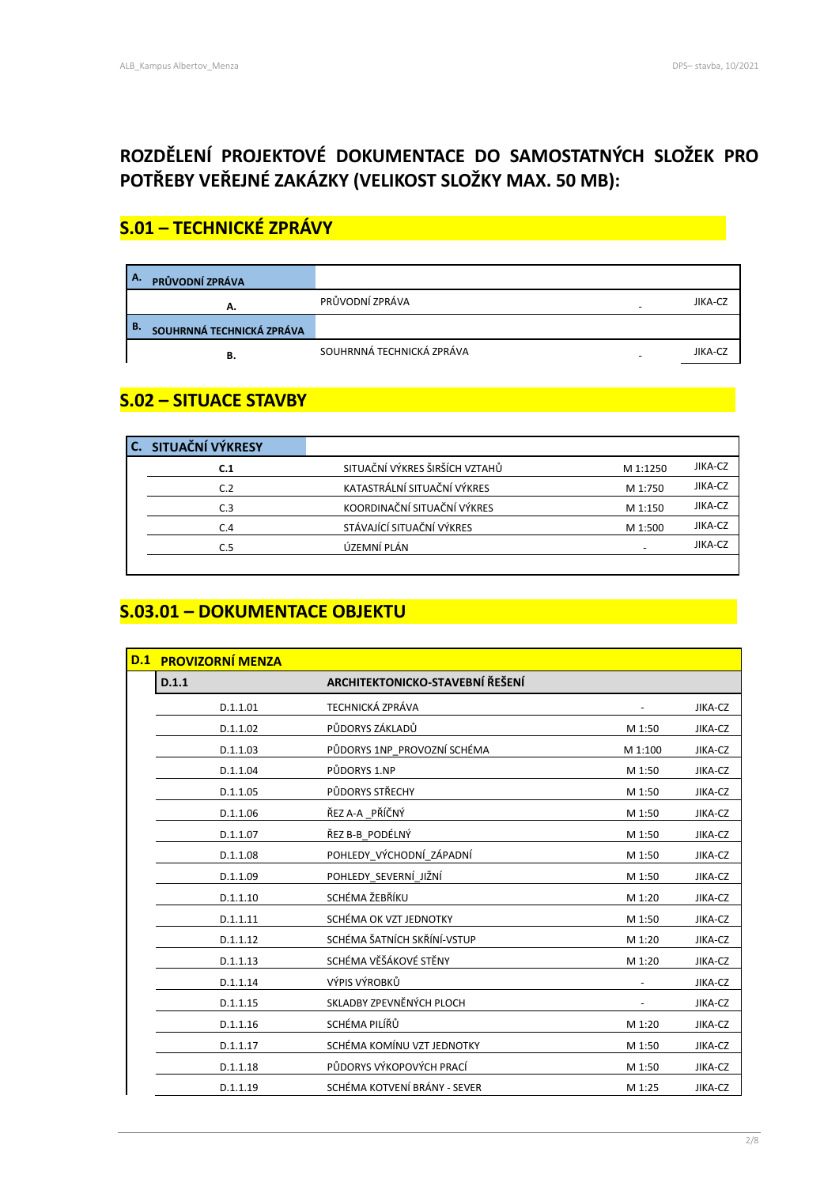# ROZDĚLENÍ PROJEKTOVÉ DOKUMENTACE DO SAMOSTATNÝCH SLOŽEK PRO POTŘEBY VEŘEJNÉ ZAKÁZKY (VELIKOST SLOŽKY MAX. 50 MB):

## S.01 – TECHNICKÉ ZPRÁVY

| A. PRŮVODNÍ ZPRÁVA | | | |
|---|---|---|---|
| A. | PRŮVODNÍ ZPRÁVA | - | JIKA-CZ |
| **B. SOUHRNNÁ TECHNICKÁ ZPRÁVA** | | | |
| B. | SOUHRNNÁ TECHNICKÁ ZPRÁVA | - | JIKA-CZ |

## S.02 – SITUACE STAVBY

| C. SITUAČNÍ VÝKRESY | | | |
|---|---|---|---|
| C.1 | SITUAČNÍ VÝKRES ŠIRŠÍCH VZTAHŮ | M 1:1250 | JIKA-CZ |
| C.2 | KATASTRÁLNÍ SITUAČNÍ VÝKRES | M 1:750 | JIKA-CZ |
| C.3 | KOORDINAČNÍ SITUAČNÍ VÝKRES | M 1:150 | JIKA-CZ |
| C.4 | STÁVAJÍCÍ SITUAČNÍ VÝKRES | M 1:500 | JIKA-CZ |
| C.5 | ÚZEMNÍ PLÁN | - | JIKA-CZ |

## S.03.01 – DOKUMENTACE OBJEKTU

| D.1 PROVIZORNÍ MENZA | | | |
|---|---|---|---|
| **D.1.1** | **ARCHITEKTONICKO-STAVEBNÍ ŘEŠENÍ** | | |
| D.1.1.01 | TECHNICKÁ ZPRÁVA | - | JIKA-CZ |
| D.1.1.02 | PŮDORYS ZÁKLADŮ | M 1:50 | JIKA-CZ |
| D.1.1.03 | PŮDORYS 1NP_PROVOZNÍ SCHÉMA | M 1:100 | JIKA-CZ |
| D.1.1.04 | PŮDORYS 1.NP | M 1:50 | JIKA-CZ |
| D.1.1.05 | PŮDORYS STŘECHY | M 1:50 | JIKA-CZ |
| D.1.1.06 | ŘEZ A-A _PŘÍČNÝ | M 1:50 | JIKA-CZ |
| D.1.1.07 | ŘEZ B-B_PODÉLNÝ | M 1:50 | JIKA-CZ |
| D.1.1.08 | POHLEDY_VÝCHODNÍ_ZÁPADNÍ | M 1:50 | JIKA-CZ |
| D.1.1.09 | POHLEDY_SEVERNÍ_JIŽNÍ | M 1:50 | JIKA-CZ |
| D.1.1.10 | SCHÉMA ŽEBŘÍKU | M 1:20 | JIKA-CZ |
| D.1.1.11 | SCHÉMA OK VZT JEDNOTKY | M 1:50 | JIKA-CZ |
| D.1.1.12 | SCHÉMA ŠATNÍCH SKŘÍNÍ-VSTUP | M 1:20 | JIKA-CZ |
| D.1.1.13 | SCHÉMA VĚŠÁKOVÉ STĚNY | M 1:20 | JIKA-CZ |
| D.1.1.14 | VÝPIS VÝROBKŮ | - | JIKA-CZ |
| D.1.1.15 | SKLADBY ZPEVNĚNÝCH PLOCH | - | JIKA-CZ |
| D.1.1.16 | SCHÉMA PILÍŘŮ | M 1:20 | JIKA-CZ |
| D.1.1.17 | SCHÉMA KOMÍNU VZT JEDNOTKY | M 1:50 | JIKA-CZ |
| D.1.1.18 | PŮDORYS VÝKOPOVÝCH PRACÍ | M 1:50 | JIKA-CZ |
| D.1.1.19 | SCHÉMA KOTVENÍ BRÁNY - SEVER | M 1:25 | JIKA-CZ |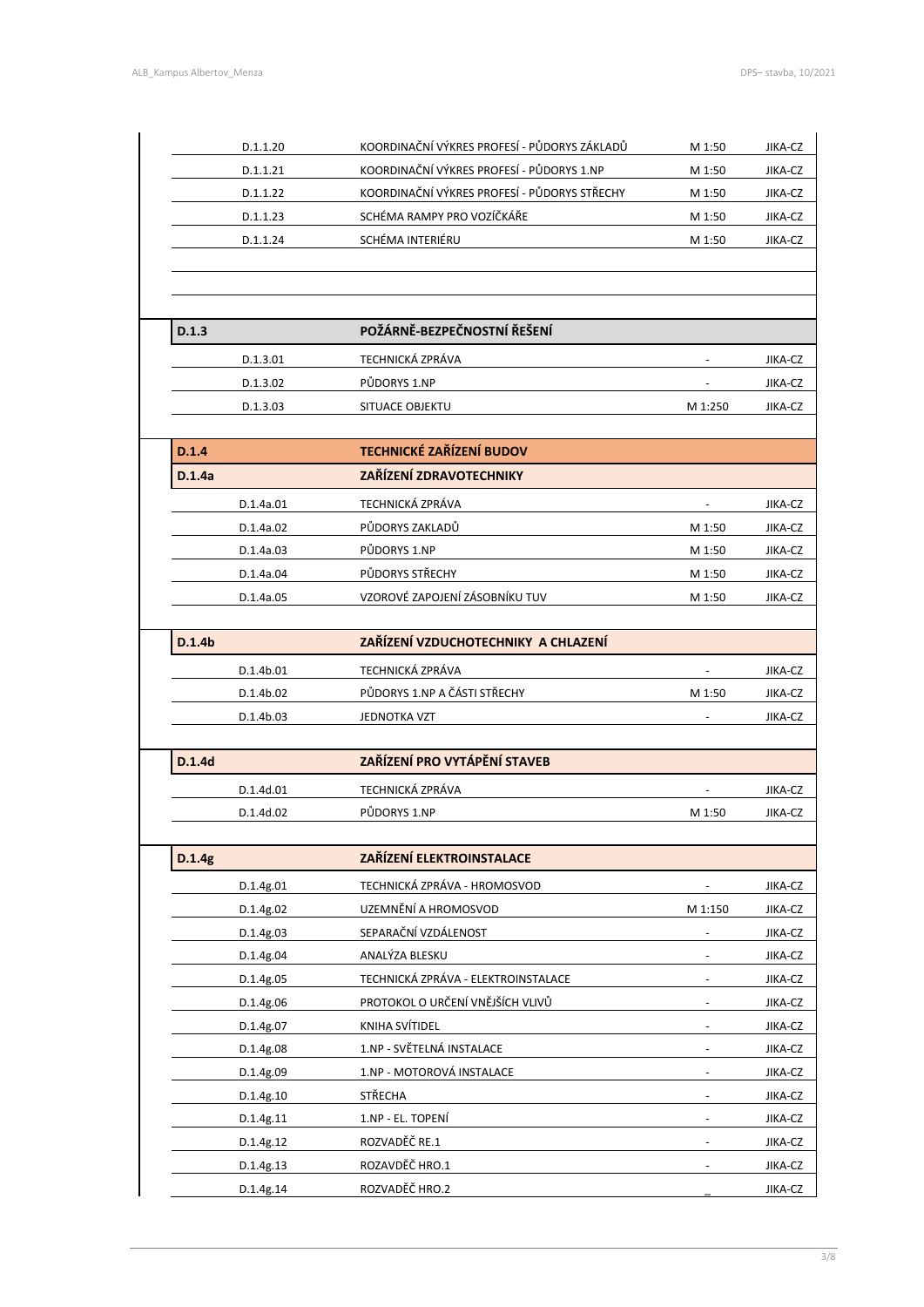| | | | |
|---|---|---|---|
| D.1.1.20 | KOORDINAČNÍ VÝKRES PROFESÍ - PŮDORYS ZÁKLADŮ | M 1:50 | JIKA-CZ |
| D.1.1.21 | KOORDINAČNÍ VÝKRES PROFESÍ - PŮDORYS 1.NP | M 1:50 | JIKA-CZ |
| D.1.1.22 | KOORDINAČNÍ VÝKRES PROFESÍ - PŮDORYS STŘECHY | M 1:50 | JIKA-CZ |
| D.1.1.23 | SCHÉMA RAMPY PRO VOZÍČKÁŘE | M 1:50 | JIKA-CZ |
| D.1.1.24 | SCHÉMA INTERIÉRU | M 1:50 | JIKA-CZ |
| | | | |
| | | | |
| **D.1.3** | **POŽÁRNĚ-BEZPEČNOSTNÍ ŘEŠENÍ** | | |
| D.1.3.01 | TECHNICKÁ ZPRÁVA | - | JIKA-CZ |
| D.1.3.02 | PŮDORYS 1.NP | - | JIKA-CZ |
| D.1.3.03 | SITUACE OBJEKTU | M 1:250 | JIKA-CZ |
| | | | |
| **D.1.4** | **TECHNICKÉ ZAŘÍZENÍ BUDOV** | | |
| **D.1.4a** | **ZAŘÍZENÍ ZDRAVOTECHNIKY** | | |
| D.1.4a.01 | TECHNICKÁ ZPRÁVA | - | JIKA-CZ |
| D.1.4a.02 | PŮDORYS ZAKLADŮ | M 1:50 | JIKA-CZ |
| D.1.4a.03 | PŮDORYS 1.NP | M 1:50 | JIKA-CZ |
| D.1.4a.04 | PŮDORYS STŘECHY | M 1:50 | JIKA-CZ |
| D.1.4a.05 | VZOROVÉ ZAPOJENÍ ZÁSOBNÍKU TUV | M 1:50 | JIKA-CZ |
| | | | |
| **D.1.4b** | **ZAŘÍZENÍ VZDUCHOTECHNIKY A CHLAZENÍ** | | |
| D.1.4b.01 | TECHNICKÁ ZPRÁVA | - | JIKA-CZ |
| D.1.4b.02 | PŮDORYS 1.NP A ČÁSTI STŘECHY | M 1:50 | JIKA-CZ |
| D.1.4b.03 | JEDNOTKA VZT | - | JIKA-CZ |
| | | | |
| **D.1.4d** | **ZAŘÍZENÍ PRO VYTÁPĚNÍ STAVEB** | | |
| D.1.4d.01 | TECHNICKÁ ZPRÁVA | - | JIKA-CZ |
| D.1.4d.02 | PŮDORYS 1.NP | M 1:50 | JIKA-CZ |
| | | | |
| **D.1.4g** | **ZAŘÍZENÍ ELEKTROINSTALACE** | | |
| D.1.4g.01 | TECHNICKÁ ZPRÁVA - HROMOSVOD | - | JIKA-CZ |
| D.1.4g.02 | UZEMNĚNÍ A HROMOSVOD | M 1:150 | JIKA-CZ |
| D.1.4g.03 | SEPARAČNÍ VZDÁLENOST | - | JIKA-CZ |
| D.1.4g.04 | ANALÝZA BLESKU | - | JIKA-CZ |
| D.1.4g.05 | TECHNICKÁ ZPRÁVA - ELEKTROINSTALACE | - | JIKA-CZ |
| D.1.4g.06 | PROTOKOL O URČENÍ VNĚJŠÍCH VLIVŮ | - | JIKA-CZ |
| D.1.4g.07 | KNIHA SVÍTIDEL | - | JIKA-CZ |
| D.1.4g.08 | 1.NP - SVĚTELNÁ INSTALACE | - | JIKA-CZ |
| D.1.4g.09 | 1.NP - MOTOROVÁ INSTALACE | - | JIKA-CZ |
| D.1.4g.10 | STŘECHA | - | JIKA-CZ |
| D.1.4g.11 | 1.NP - EL. TOPENÍ | - | JIKA-CZ |
| D.1.4g.12 | ROZVADĚČ RE.1 | - | JIKA-CZ |
| D.1.4g.13 | ROZVADĚČ HRO.1 | - | JIKA-CZ |
| D.1.4g.14 | ROZVADĚČ HRO.2 | _ | JIKA-CZ |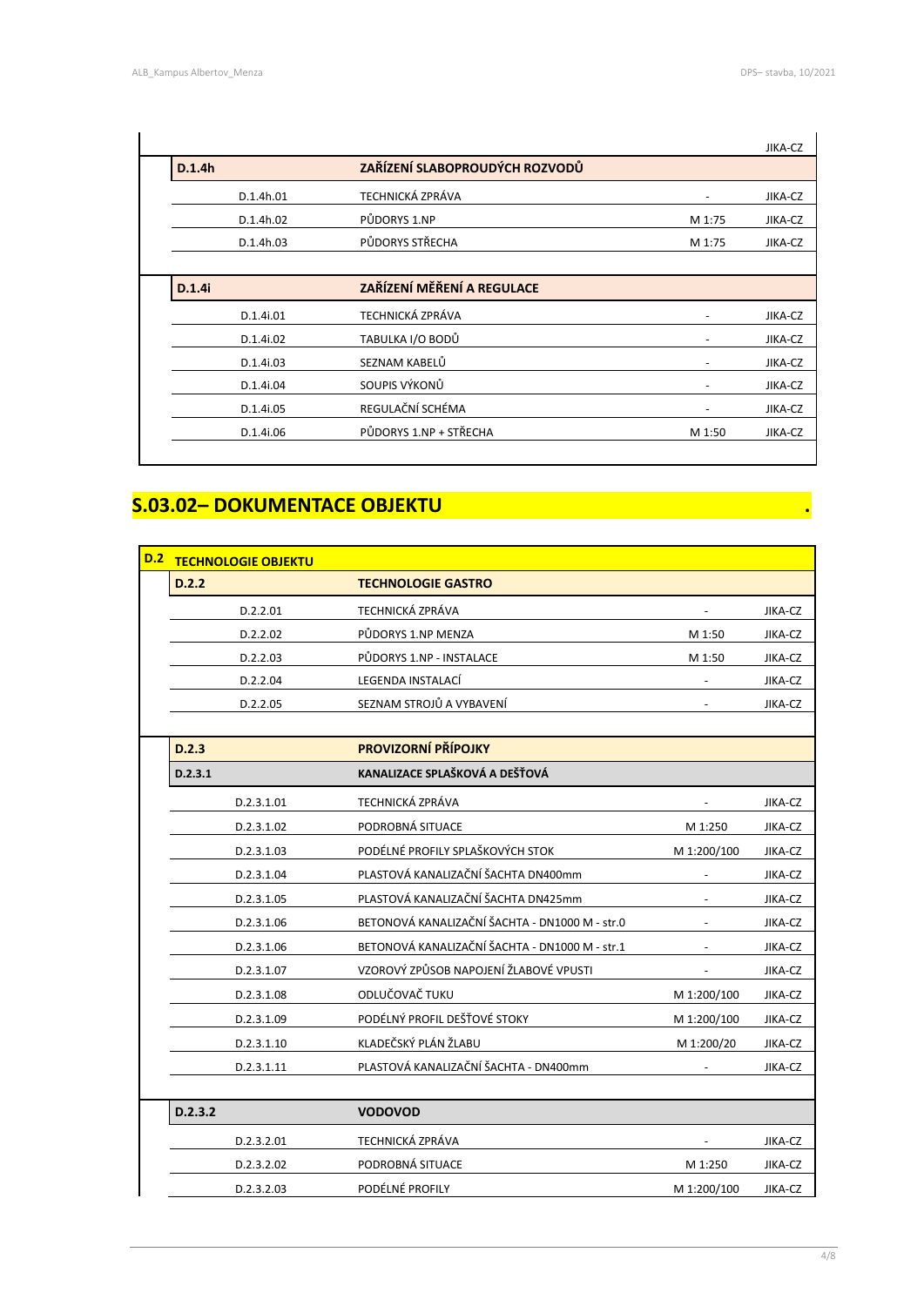| | | | |
|---|---|---|---|
| | | | JIKA-CZ |
| **D.1.4h** | **ZAŘÍZENÍ SLABOPROUDÝCH ROZVODŮ** | | |
| D.1.4h.01 | TECHNICKÁ ZPRÁVA | - | JIKA-CZ |
| D.1.4h.02 | PŮDORYS 1.NP | M 1:75 | JIKA-CZ |
| D.1.4h.03 | PŮDORYS STŘECHA | M 1:75 | JIKA-CZ |
| **D.1.4i** | **ZAŘÍZENÍ MĚŘENÍ A REGULACE** | | |
| D.1.4i.01 | TECHNICKÁ ZPRÁVA | - | JIKA-CZ |
| D.1.4i.02 | TABULKA I/O BODŮ | - | JIKA-CZ |
| D.1.4i.03 | SEZNAM KABELŮ | - | JIKA-CZ |
| D.1.4i.04 | SOUPIS VÝKONŮ | - | JIKA-CZ |
| D.1.4i.05 | REGULAČNÍ SCHÉMA | - | JIKA-CZ |
| D.1.4i.06 | PŮDORYS 1.NP + STŘECHA | M 1:50 | JIKA-CZ |

## S.03.02– DOKUMENTACE OBJEKTU

| | | | |
|---|---|---|---|
| **D.2** | **TECHNOLOGIE OBJEKTU** | | |
| **D.2.2** | **TECHNOLOGIE GASTRO** | | |
| D.2.2.01 | TECHNICKÁ ZPRÁVA | - | JIKA-CZ |
| D.2.2.02 | PŮDORYS 1.NP MENZA | M 1:50 | JIKA-CZ |
| D.2.2.03 | PŮDORYS 1.NP - INSTALACE | M 1:50 | JIKA-CZ |
| D.2.2.04 | LEGENDA INSTALACÍ | - | JIKA-CZ |
| D.2.2.05 | SEZNAM STROJŮ A VYBAVENÍ | - | JIKA-CZ |
| **D.2.3** | **PROVIZORNÍ PŘÍPOJKY** | | |
| **D.2.3.1** | **KANALIZACE SPLAŠKOVÁ A DEŠŤOVÁ** | | |
| D.2.3.1.01 | TECHNICKÁ ZPRÁVA | - | JIKA-CZ |
| D.2.3.1.02 | PODROBNÁ SITUACE | M 1:250 | JIKA-CZ |
| D.2.3.1.03 | PODÉLNÉ PROFILY SPLAŠKOVÝCH STOK | M 1:200/100 | JIKA-CZ |
| D.2.3.1.04 | PLASTOVÁ KANALIZAČNÍ ŠACHTA DN400mm | - | JIKA-CZ |
| D.2.3.1.05 | PLASTOVÁ KANALIZAČNÍ ŠACHTA DN425mm | - | JIKA-CZ |
| D.2.3.1.06 | BETONOVÁ KANALIZAČNÍ ŠACHTA - DN1000 M - str.0 | - | JIKA-CZ |
| D.2.3.1.06 | BETONOVÁ KANALIZAČNÍ ŠACHTA - DN1000 M - str.1 | - | JIKA-CZ |
| D.2.3.1.07 | VZOROVÝ ZPŮSOB NAPOJENÍ ŽLABOVÉ VPUSTI | - | JIKA-CZ |
| D.2.3.1.08 | ODLUČOVAČ TUKU | M 1:200/100 | JIKA-CZ |
| D.2.3.1.09 | PODÉLNÝ PROFIL DEŠŤOVÉ STOKY | M 1:200/100 | JIKA-CZ |
| D.2.3.1.10 | KLADEČSKÝ PLÁN ŽLABU | M 1:200/20 | JIKA-CZ |
| D.2.3.1.11 | PLASTOVÁ KANALIZAČNÍ ŠACHTA - DN400mm | - | JIKA-CZ |
| **D.2.3.2** | **VODOVOD** | | |
| D.2.3.2.01 | TECHNICKÁ ZPRÁVA | - | JIKA-CZ |
| D.2.3.2.02 | PODROBNÁ SITUACE | M 1:250 | JIKA-CZ |
| D.2.3.2.03 | PODÉLNÉ PROFILY | M 1:200/100 | JIKA-CZ |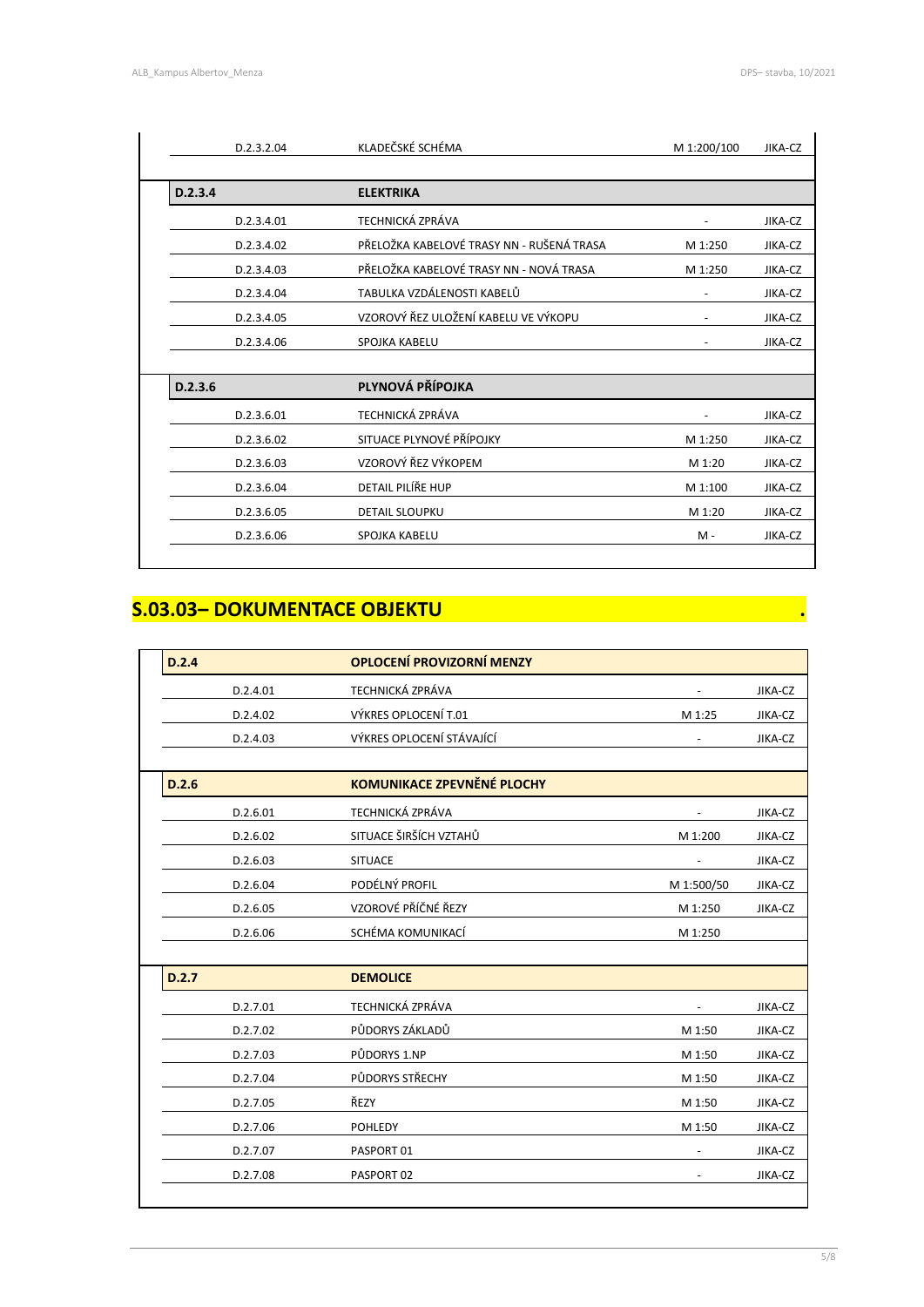| | | | |
|---|---|---|---|
| D.2.3.2.04 | KLADEČSKÉ SCHÉMA | M 1:200/100 | JIKA-CZ |
| **D.2.3.4** | **ELEKTRIKA** | | |
| D.2.3.4.01 | TECHNICKÁ ZPRÁVA | - | JIKA-CZ |
| D.2.3.4.02 | PŘELOŽKA KABELOVÉ TRASY NN - RUŠENÁ TRASA | M 1:250 | JIKA-CZ |
| D.2.3.4.03 | PŘELOŽKA KABELOVÉ TRASY NN - NOVÁ TRASA | M 1:250 | JIKA-CZ |
| D.2.3.4.04 | TABULKA VZDÁLENOSTI KABELŮ | - | JIKA-CZ |
| D.2.3.4.05 | VZOROVÝ ŘEZ ULOŽENÍ KABELU VE VÝKOPU | - | JIKA-CZ |
| D.2.3.4.06 | SPOJKA KABELU | - | JIKA-CZ |
| **D.2.3.6** | **PLYNOVÁ PŘÍPOJKA** | | |
| D.2.3.6.01 | TECHNICKÁ ZPRÁVA | - | JIKA-CZ |
| D.2.3.6.02 | SITUACE PLYNOVÉ PŘÍPOJKY | M 1:250 | JIKA-CZ |
| D.2.3.6.03 | VZOROVÝ ŘEZ VÝKOPEM | M 1:20 | JIKA-CZ |
| D.2.3.6.04 | DETAIL PILÍŘE HUP | M 1:100 | JIKA-CZ |
| D.2.3.6.05 | DETAIL SLOUPKU | M 1:20 | JIKA-CZ |
| D.2.3.6.06 | SPOJKA KABELU | M - | JIKA-CZ |

## S.03.03– DOKUMENTACE OBJEKTU .

| | | | |
|---|---|---|---|
| **D.2.4** | **OPLOCENÍ PROVIZORNÍ MENZY** | | |
| D.2.4.01 | TECHNICKÁ ZPRÁVA | - | JIKA-CZ |
| D.2.4.02 | VÝKRES OPLOCENÍ T.01 | M 1:25 | JIKA-CZ |
| D.2.4.03 | VÝKRES OPLOCENÍ STÁVAJÍCÍ | - | JIKA-CZ |
| **D.2.6** | **KOMUNIKACE ZPEVNĚNÉ PLOCHY** | | |
| D.2.6.01 | TECHNICKÁ ZPRÁVA | - | JIKA-CZ |
| D.2.6.02 | SITUACE ŠIRŠÍCH VZTAHŮ | M 1:200 | JIKA-CZ |
| D.2.6.03 | SITUACE | - | JIKA-CZ |
| D.2.6.04 | PODÉLNÝ PROFIL | M 1:500/50 | JIKA-CZ |
| D.2.6.05 | VZOROVÉ PŘÍČNÉ ŘEZY | M 1:250 | JIKA-CZ |
| D.2.6.06 | SCHÉMA KOMUNIKACÍ | M 1:250 | |
| **D.2.7** | **DEMOLICE** | | |
| D.2.7.01 | TECHNICKÁ ZPRÁVA | - | JIKA-CZ |
| D.2.7.02 | PŮDORYS ZÁKLADŮ | M 1:50 | JIKA-CZ |
| D.2.7.03 | PŮDORYS 1.NP | M 1:50 | JIKA-CZ |
| D.2.7.04 | PŮDORYS STŘECHY | M 1:50 | JIKA-CZ |
| D.2.7.05 | ŘEZY | M 1:50 | JIKA-CZ |
| D.2.7.06 | POHLEDY | M 1:50 | JIKA-CZ |
| D.2.7.07 | PASPORT 01 | - | JIKA-CZ |
| D.2.7.08 | PASPORT 02 | - | JIKA-CZ |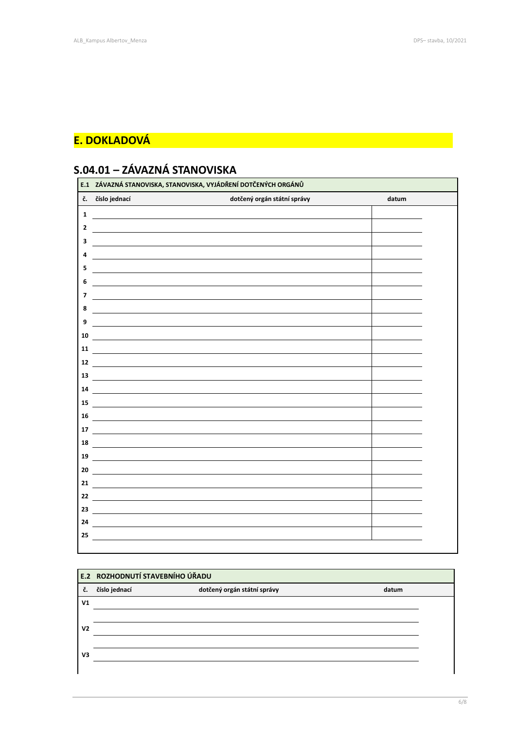# E. DOKLADOVÁ

## S.04.01 – ZÁVAZNÁ STANOVISKA

| **E.1** | **ZÁVAZNÁ STANOVISKA, STANOVISKA, VYJÁDŘENÍ DOTČENÝCH ORGÁNŮ** | | |
|---|---|---|---|
| **č.** | **číslo jednací** | **dotčený orgán státní správy** | **datum** |
| **1** | | | |
| **2** | | | |
| **3** | | | |
| **4** | | | |
| **5** | | | |
| **6** | | | |
| **7** | | | |
| **8** | | | |
| **9** | | | |
| **10** | | | |
| **11** | | | |
| **12** | | | |
| **13** | | | |
| **14** | | | |
| **15** | | | |
| **16** | | | |
| **17** | | | |
| **18** | | | |
| **19** | | | |
| **20** | | | |
| **21** | | | |
| **22** | | | |
| **23** | | | |
| **24** | | | |
| **25** | | | |

| **E.2** | **ROZHODNUTÍ STAVEBNÍHO ÚŘADU** | | |
|---|---|---|---|
| **č.** | **číslo jednací** | **dotčený orgán státní správy** | **datum** |
| **V1** | | | |
| **V2** | | | |
| **V3** | | | |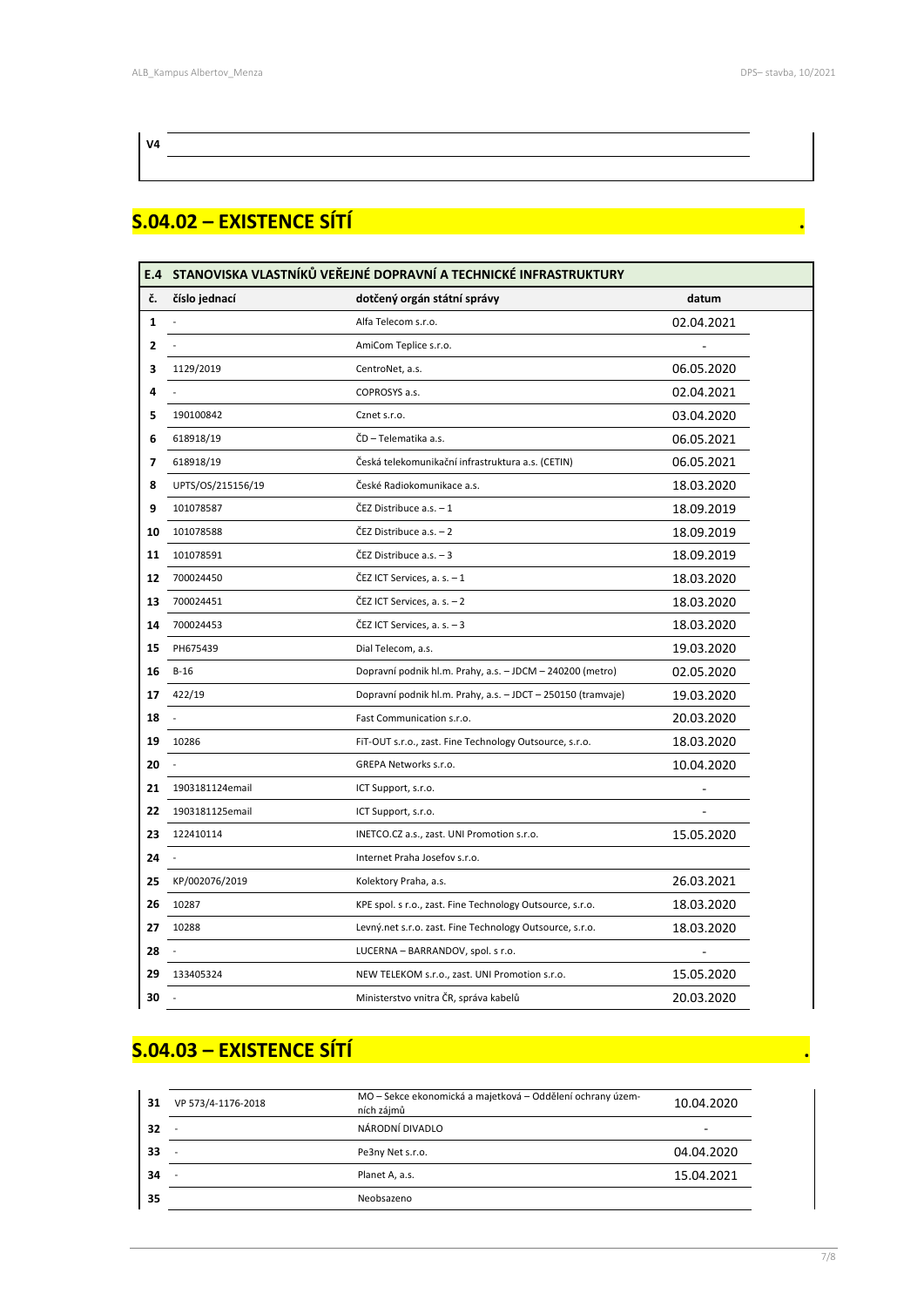**V4**

## S.04.02 – EXISTENCE SÍTÍ .

| E.4 | STANOVISKA VLASTNÍKŮ VEŘEJNÉ DOPRAVNÍ A TECHNICKÉ INFRASTRUKTURY | | |
|---|---|---|---|
| č. | číslo jednací | dotčený orgán státní správy | datum |
| 1 | - | Alfa Telecom s.r.o. | 02.04.2021 |
| 2 | - | AmiCom Teplice s.r.o. | - |
| 3 | 1129/2019 | CentroNet, a.s. | 06.05.2020 |
| 4 | - | COPROSYS a.s. | 02.04.2021 |
| 5 | 190100842 | Cznet s.r.o. | 03.04.2020 |
| 6 | 618918/19 | ČD – Telematika a.s. | 06.05.2021 |
| 7 | 618918/19 | Česká telekomunikační infrastruktura a.s. (CETIN) | 06.05.2021 |
| 8 | UPTS/OS/215156/19 | České Radiokomunikace a.s. | 18.03.2020 |
| 9 | 101078587 | ČEZ Distribuce a.s. – 1 | 18.09.2019 |
| 10 | 101078588 | ČEZ Distribuce a.s. – 2 | 18.09.2019 |
| 11 | 101078591 | ČEZ Distribuce a.s. – 3 | 18.09.2019 |
| 12 | 700024450 | ČEZ ICT Services, a. s. – 1 | 18.03.2020 |
| 13 | 700024451 | ČEZ ICT Services, a. s. – 2 | 18.03.2020 |
| 14 | 700024453 | ČEZ ICT Services, a. s. – 3 | 18.03.2020 |
| 15 | PH675439 | Dial Telecom, a.s. | 19.03.2020 |
| 16 | B-16 | Dopravní podnik hl.m. Prahy, a.s. – JDCM – 240200 (metro) | 02.05.2020 |
| 17 | 422/19 | Dopravní podnik hl.m. Prahy, a.s. – JDCT – 250150 (tramvaje) | 19.03.2020 |
| 18 | - | Fast Communication s.r.o. | 20.03.2020 |
| 19 | 10286 | FiT-OUT s.r.o., zast. Fine Technology Outsource, s.r.o. | 18.03.2020 |
| 20 | - | GREPA Networks s.r.o. | 10.04.2020 |
| 21 | 1903181124email | ICT Support, s.r.o. | - |
| 22 | 1903181125email | ICT Support, s.r.o. | - |
| 23 | 122410114 | INETCO.CZ a.s., zast. UNI Promotion s.r.o. | 15.05.2020 |
| 24 | - | Internet Praha Josefov s.r.o. | |
| 25 | KP/002076/2019 | Kolektory Praha, a.s. | 26.03.2021 |
| 26 | 10287 | KPE spol. s r.o., zast. Fine Technology Outsource, s.r.o. | 18.03.2020 |
| 27 | 10288 | Levný.net s.r.o. zast. Fine Technology Outsource, s.r.o. | 18.03.2020 |
| 28 | - | LUCERNA – BARRANDOV, spol. s r.o. | - |
| 29 | 133405324 | NEW TELEKOM s.r.o., zast. UNI Promotion s.r.o. | 15.05.2020 |
| 30 | - | Ministerstvo vnitra ČR, správa kabelů | 20.03.2020 |

## S.04.03 – EXISTENCE SÍTÍ .

| | | | |
|---|---|---|---|
| 31 | VP 573/4-1176-2018 | MO – Sekce ekonomická a majetková – Oddělení ochrany územních zájmů | 10.04.2020 |
| 32 | - | NÁRODNÍ DIVADLO | - |
| 33 | - | Pe3ny Net s.r.o. | 04.04.2020 |
| 34 | - | Planet A, a.s. | 15.04.2021 |
| 35 | | Neobsazeno | |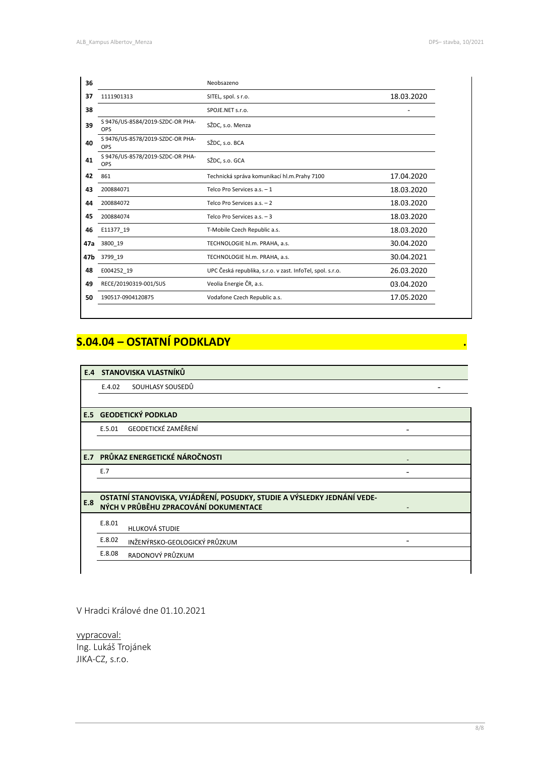| | | | |
|---|---|---|---|
| 36 | | Neobsazeno | |
| 37 | 1111901313 | SITEL, spol. s r.o. | 18.03.2020 |
| 38 | | SPOJE.NET s.r.o. | - |
| 39 | S 9476/US-8584/2019-SZDC-OR PHA-OPS | SŽDC, s.o. Menza | |
| 40 | S 9476/US-8578/2019-SZDC-OR PHA-OPS | SŽDC, s.o. BCA | |
| 41 | S 9476/US-8578/2019-SZDC-OR PHA-OPS | SŽDC, s.o. GCA | |
| 42 | 861 | Technická správa komunikací hl.m.Prahy 7100 | 17.04.2020 |
| 43 | 200884071 | Telco Pro Services a.s. – 1 | 18.03.2020 |
| 44 | 200884072 | Telco Pro Services a.s. – 2 | 18.03.2020 |
| 45 | 200884074 | Telco Pro Services a.s. – 3 | 18.03.2020 |
| 46 | E11377_19 | T-Mobile Czech Republic a.s. | 18.03.2020 |
| 47a | 3800_19 | TECHNOLOGIE hl.m. PRAHA, a.s. | 30.04.2020 |
| 47b | 3799_19 | TECHNOLOGIE hl.m. PRAHA, a.s. | 30.04.2021 |
| 48 | E004252_19 | UPC Česká republika, s.r.o. v zast. InfoTel, spol. s.r.o. | 26.03.2020 |
| 49 | RECE/20190319-001/SUS | Veolia Energie ČR, a.s. | 03.04.2020 |
| 50 | 190517-0904120875 | Vodafone Czech Republic a.s. | 17.05.2020 |

## S.04.04 – OSTATNÍ PODKLADY

| | | |
|---|---|---|
| **E.4** | **STANOVISKA VLASTNÍKŮ** | |
| E.4.02 | SOUHLASY SOUSEDŮ | - |
| **E.5** | **GEODETICKÝ PODKLAD** | |
| E.5.01 | GEODETICKÉ ZAMĚŘENÍ | - |
| **E.7** | **PRŮKAZ ENERGETICKÉ NÁROČNOSTI** | - |
| E.7 | | - |
| **E.8** | **OSTATNÍ STANOVISKA, VYJÁDŘENÍ, POSUDKY, STUDIE A VÝSLEDKY JEDNÁNÍ VEDENÝCH V PRŮBĚHU ZPRACOVÁNÍ DOKUMENTACE** | - |
| E.8.01 | HLUKOVÁ STUDIE | |
| E.8.02 | INŽENÝRSKO-GEOLOGICKÝ PRŮZKUM | - |
| E.8.08 | RADONOVÝ PRŮZKUM | |

V Hradci Králové dne 01.10.2021

vypracoval:
Ing. Lukáš Trojánek
JIKA-CZ, s.r.o.